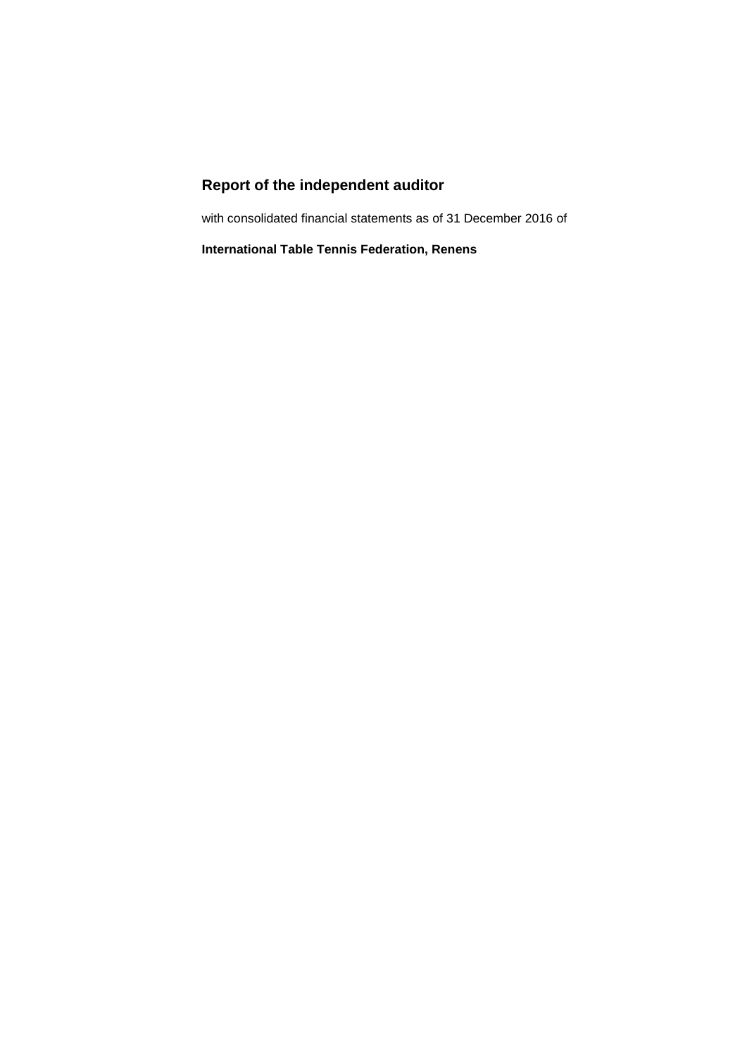# Report of the independent auditor

with consolidated financial statements as of 31 December 2016 of

**International Table Tennis Federation, Renens**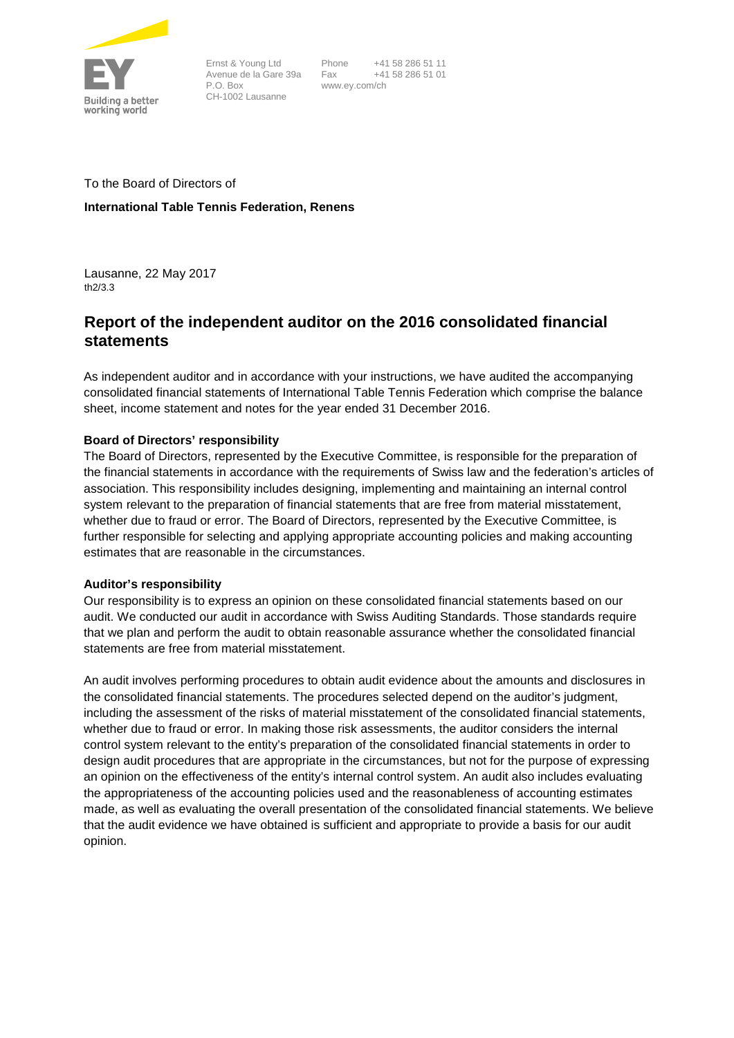Ernst & Young Ltd
Avenue de la Gare 39a
P.O. Box
CH-1002 Lausanne

Phone +41 58 286 51 11
Fax +41 58 286 51 01
www.ey.com/ch

To the Board of Directors of

**International Table Tennis Federation, Renens**

Lausanne, 22 May 2017
th2/3.3

## Report of the independent auditor on the 2016 consolidated financial statements

As independent auditor and in accordance with your instructions, we have audited the accompanying consolidated financial statements of International Table Tennis Federation which comprise the balance sheet, income statement and notes for the year ended 31 December 2016.

**Board of Directors' responsibility**

The Board of Directors, represented by the Executive Committee, is responsible for the preparation of the financial statements in accordance with the requirements of Swiss law and the federation's articles of association. This responsibility includes designing, implementing and maintaining an internal control system relevant to the preparation of financial statements that are free from material misstatement, whether due to fraud or error. The Board of Directors, represented by the Executive Committee, is further responsible for selecting and applying appropriate accounting policies and making accounting estimates that are reasonable in the circumstances.

**Auditor's responsibility**

Our responsibility is to express an opinion on these consolidated financial statements based on our audit. We conducted our audit in accordance with Swiss Auditing Standards. Those standards require that we plan and perform the audit to obtain reasonable assurance whether the consolidated financial statements are free from material misstatement.

An audit involves performing procedures to obtain audit evidence about the amounts and disclosures in the consolidated financial statements. The procedures selected depend on the auditor's judgment, including the assessment of the risks of material misstatement of the consolidated financial statements, whether due to fraud or error. In making those risk assessments, the auditor considers the internal control system relevant to the entity's preparation of the consolidated financial statements in order to design audit procedures that are appropriate in the circumstances, but not for the purpose of expressing an opinion on the effectiveness of the entity's internal control system. An audit also includes evaluating the appropriateness of the accounting policies used and the reasonableness of accounting estimates made, as well as evaluating the overall presentation of the consolidated financial statements. We believe that the audit evidence we have obtained is sufficient and appropriate to provide a basis for our audit opinion.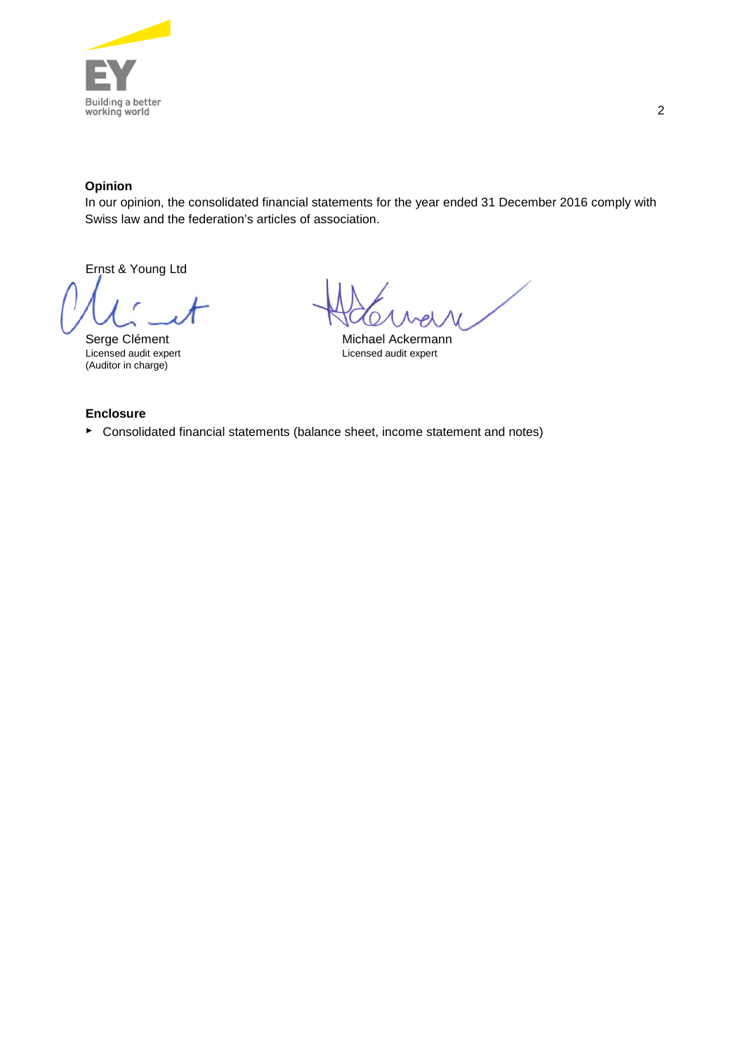**Opinion**

In our opinion, the consolidated financial statements for the year ended 31 December 2016 comply with Swiss law and the federation's articles of association.

Ernst & Young Ltd

Serge Clément
Licensed audit expert
(Auditor in charge)

Michael Ackermann
Licensed audit expert

**Enclosure**

- Consolidated financial statements (balance sheet, income statement and notes)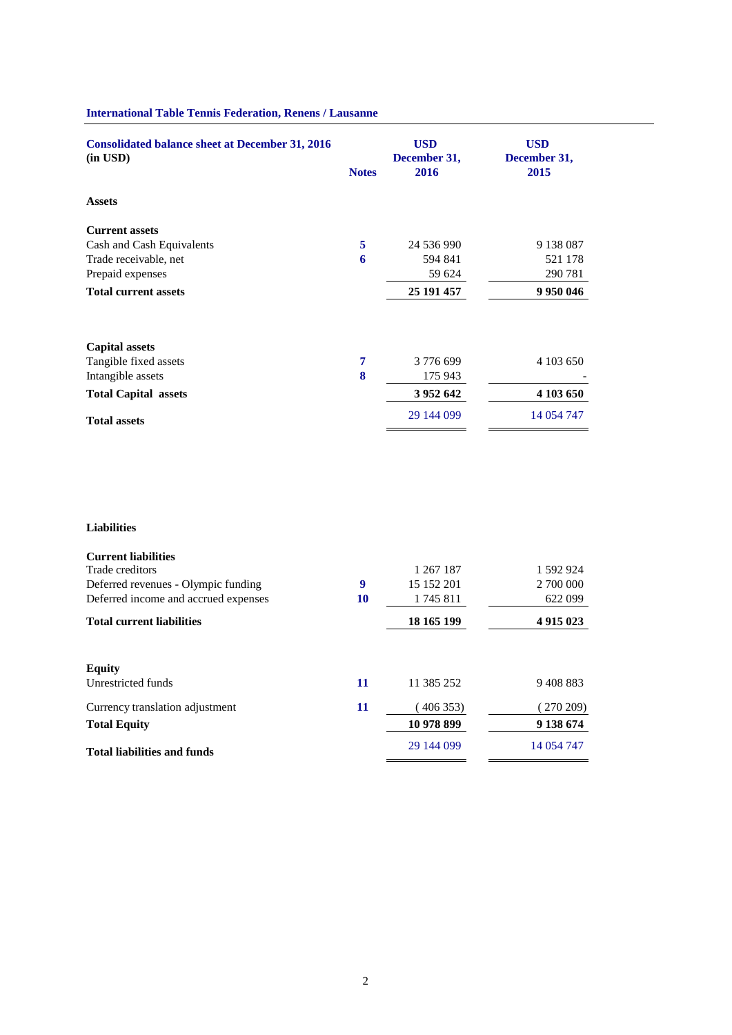**International Table Tennis Federation, Renens / Lausanne**

| **Consolidated balance sheet at December 31, 2016 (in USD)** | **Notes** | **USD December 31, 2016** | **USD December 31, 2015** |
|---|---|---|---|
| **Assets** | | | |
| **Current assets** | | | |
| Cash and Cash Equivalents | **5** | 24 536 990 | 9 138 087 |
| Trade receivable, net | **6** | 594 841 | 521 178 |
| Prepaid expenses | | 59 624 | 290 781 |
| **Total current assets** | | **25 191 457** | **9 950 046** |
| **Capital assets** | | | |
| Tangible fixed assets | **7** | 3 776 699 | 4 103 650 |
| Intangible assets | **8** | 175 943 | - |
| **Total Capital assets** | | **3 952 642** | **4 103 650** |
| **Total assets** | | 29 144 099 | 14 054 747 |
| **Liabilities** | | | |
| **Current liabilities** | | | |
| Trade creditors | | 1 267 187 | 1 592 924 |
| Deferred revenues - Olympic funding | **9** | 15 152 201 | 2 700 000 |
| Deferred income and accrued expenses | **10** | 1 745 811 | 622 099 |
| **Total current liabilities** | | **18 165 199** | **4 915 023** |
| **Equity** | | | |
| Unrestricted funds | **11** | 11 385 252 | 9 408 883 |
| Currency translation adjustment | **11** | ( 406 353) | ( 270 209) |
| **Total Equity** | | **10 978 899** | **9 138 674** |
| **Total liabilities and funds** | | 29 144 099 | 14 054 747 |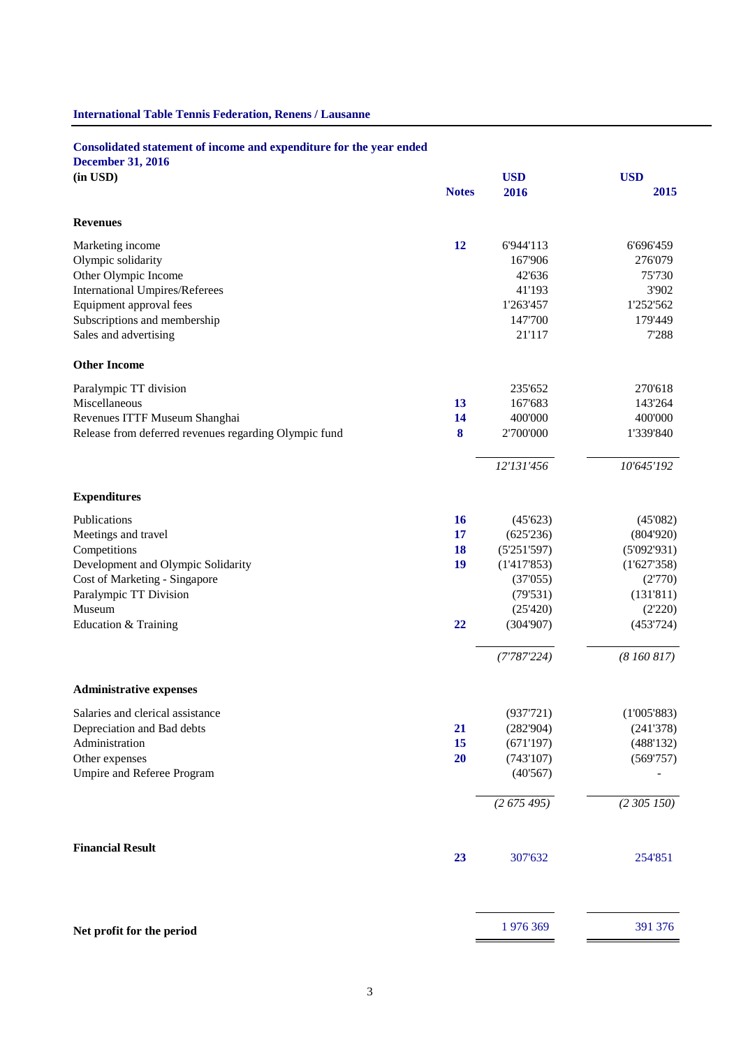International Table Tennis Federation, Renens / Lausanne

## Consolidated statement of income and expenditure for the year ended December 31, 2016

| (in USD) | Notes | USD 2016 | USD 2015 |
|---|---|---|---|
| **Revenues** | | | |
| Marketing income | 12 | 6'944'113 | 6'696'459 |
| Olympic solidarity | | 167'906 | 276'079 |
| Other Olympic Income | | 42'636 | 75'730 |
| International Umpires/Referees | | 41'193 | 3'902 |
| Equipment approval fees | | 1'263'457 | 1'252'562 |
| Subscriptions and membership | | 147'700 | 179'449 |
| Sales and advertising | | 21'117 | 7'288 |
| **Other Income** | | | |
| Paralympic TT division | | 235'652 | 270'618 |
| Miscellaneous | 13 | 167'683 | 143'264 |
| Revenues ITTF Museum Shanghai | 14 | 400'000 | 400'000 |
| Release from deferred revenues regarding Olympic fund | 8 | 2'700'000 | 1'339'840 |
| | | *12'131'456* | *10'645'192* |
| **Expenditures** | | | |
| Publications | 16 | (45'623) | (45'082) |
| Meetings and travel | 17 | (625'236) | (804'920) |
| Competitions | 18 | (5'251'597) | (5'092'931) |
| Development and Olympic Solidarity | 19 | (1'417'853) | (1'627'358) |
| Cost of Marketing - Singapore | | (37'055) | (2'770) |
| Paralympic TT Division | | (79'531) | (131'811) |
| Museum | | (25'420) | (2'220) |
| Education & Training | 22 | (304'907) | (453'724) |
| | | *(7'787'224)* | *(8 160 817)* |
| **Administrative expenses** | | | |
| Salaries and clerical assistance | | (937'721) | (1'005'883) |
| Depreciation and Bad debts | 21 | (282'904) | (241'378) |
| Administration | 15 | (671'197) | (488'132) |
| Other expenses | 20 | (743'107) | (569'757) |
| Umpire and Referee Program | | (40'567) | - |
| | | *(2 675 495)* | *(2 305 150)* |
| **Financial Result** | 23 | 307'632 | 254'851 |
| **Net profit for the period** | | 1 976 369 | 391 376 |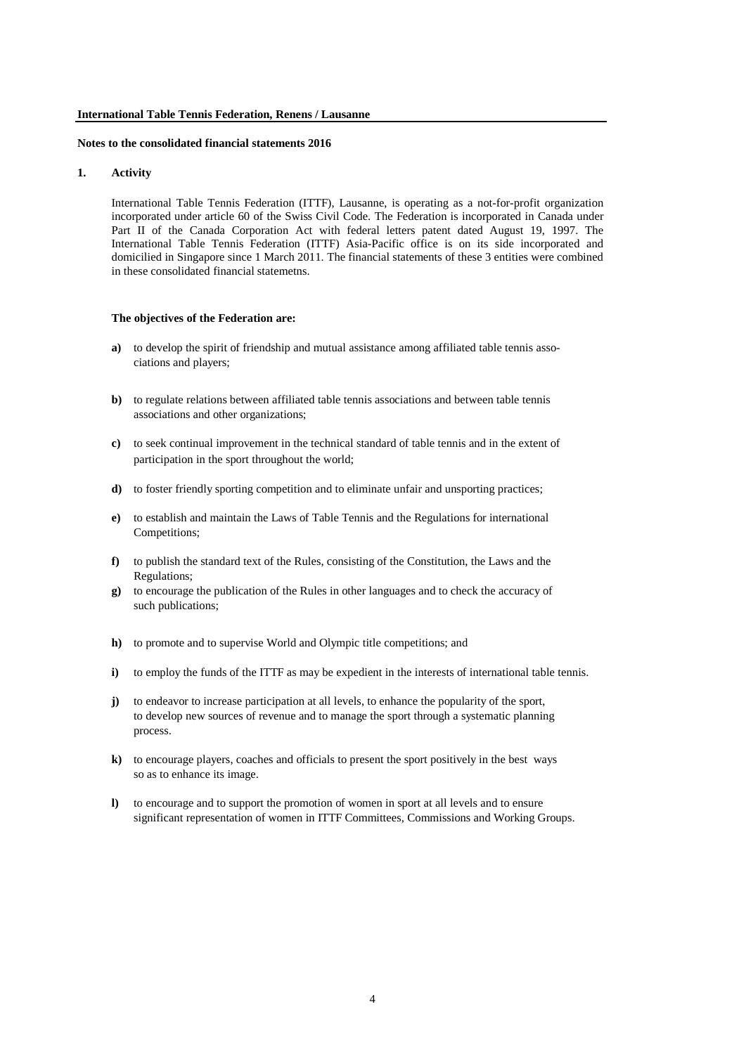**International Table Tennis Federation, Renens / Lausanne**

**Notes to the consolidated financial statements 2016**

## 1. Activity

International Table Tennis Federation (ITTF), Lausanne, is operating as a not-for-profit organization incorporated under article 60 of the Swiss Civil Code. The Federation is incorporated in Canada under Part II of the Canada Corporation Act with federal letters patent dated August 19, 1997. The International Table Tennis Federation (ITTF) Asia-Pacific office is on its side incorporated and domicilied in Singapore since 1 March 2011. The financial statements of these 3 entities were combined in these consolidated financial statemetns.

**The objectives of the Federation are:**

- **a)** to develop the spirit of friendship and mutual assistance among affiliated table tennis associations and players;
- **b)** to regulate relations between affiliated table tennis associations and between table tennis associations and other organizations;
- **c)** to seek continual improvement in the technical standard of table tennis and in the extent of participation in the sport throughout the world;
- **d)** to foster friendly sporting competition and to eliminate unfair and unsporting practices;
- **e)** to establish and maintain the Laws of Table Tennis and the Regulations for international Competitions;
- **f)** to publish the standard text of the Rules, consisting of the Constitution, the Laws and the Regulations;
- **g)** to encourage the publication of the Rules in other languages and to check the accuracy of such publications;
- **h)** to promote and to supervise World and Olympic title competitions; and
- **i)** to employ the funds of the ITTF as may be expedient in the interests of international table tennis.
- **j)** to endeavor to increase participation at all levels, to enhance the popularity of the sport, to develop new sources of revenue and to manage the sport through a systematic planning process.
- **k)** to encourage players, coaches and officials to present the sport positively in the best ways so as to enhance its image.
- **l)** to encourage and to support the promotion of women in sport at all levels and to ensure significant representation of women in ITTF Committees, Commissions and Working Groups.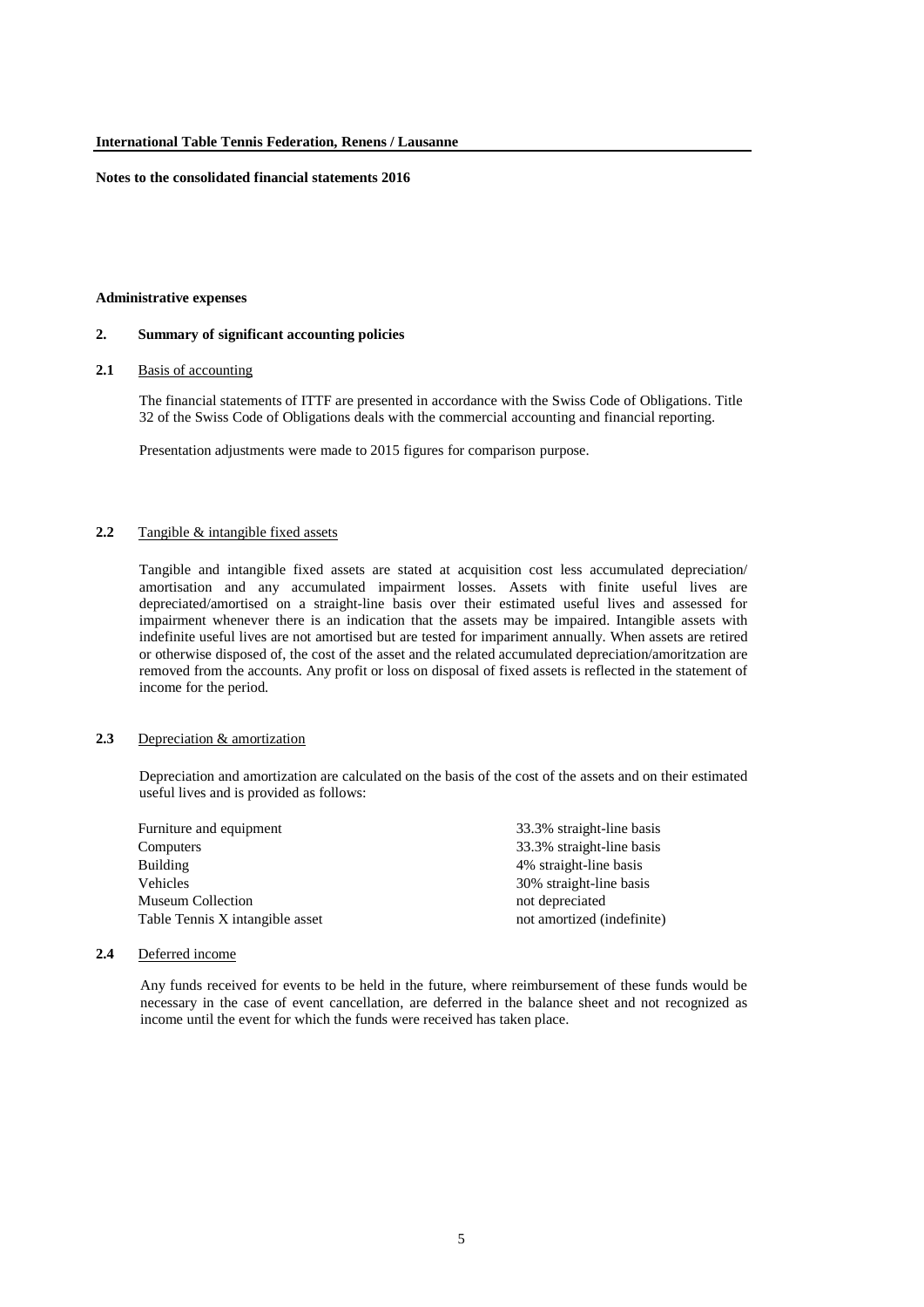**Administrative expenses**

## 2. Summary of significant accounting policies

### 2.1 Basis of accounting

The financial statements of ITTF are presented in accordance with the Swiss Code of Obligations. Title 32 of the Swiss Code of Obligations deals with the commercial accounting and financial reporting.

Presentation adjustments were made to 2015 figures for comparison purpose.

### 2.2 Tangible & intangible fixed assets

Tangible and intangible fixed assets are stated at acquisition cost less accumulated depreciation/ amortisation and any accumulated impairment losses. Assets with finite useful lives are depreciated/amortised on a straight-line basis over their estimated useful lives and assessed for impairment whenever there is an indication that the assets may be impaired. Intangible assets with indefinite useful lives are not amortised but are tested for impariment annually. When assets are retired or otherwise disposed of, the cost of the asset and the related accumulated depreciation/amoritzation are removed from the accounts. Any profit or loss on disposal of fixed assets is reflected in the statement of income for the period.

### 2.3 Depreciation & amortization

Depreciation and amortization are calculated on the basis of the cost of the assets and on their estimated useful lives and is provided as follows:

| | |
|---|---|
| Furniture and equipment | 33.3% straight-line basis |
| Computers | 33.3% straight-line basis |
| Building | 4% straight-line basis |
| Vehicles | 30% straight-line basis |
| Museum Collection | not depreciated |
| Table Tennis X intangible asset | not amortized (indefinite) |

### 2.4 Deferred income

Any funds received for events to be held in the future, where reimbursement of these funds would be necessary in the case of event cancellation, are deferred in the balance sheet and not recognized as income until the event for which the funds were received has taken place.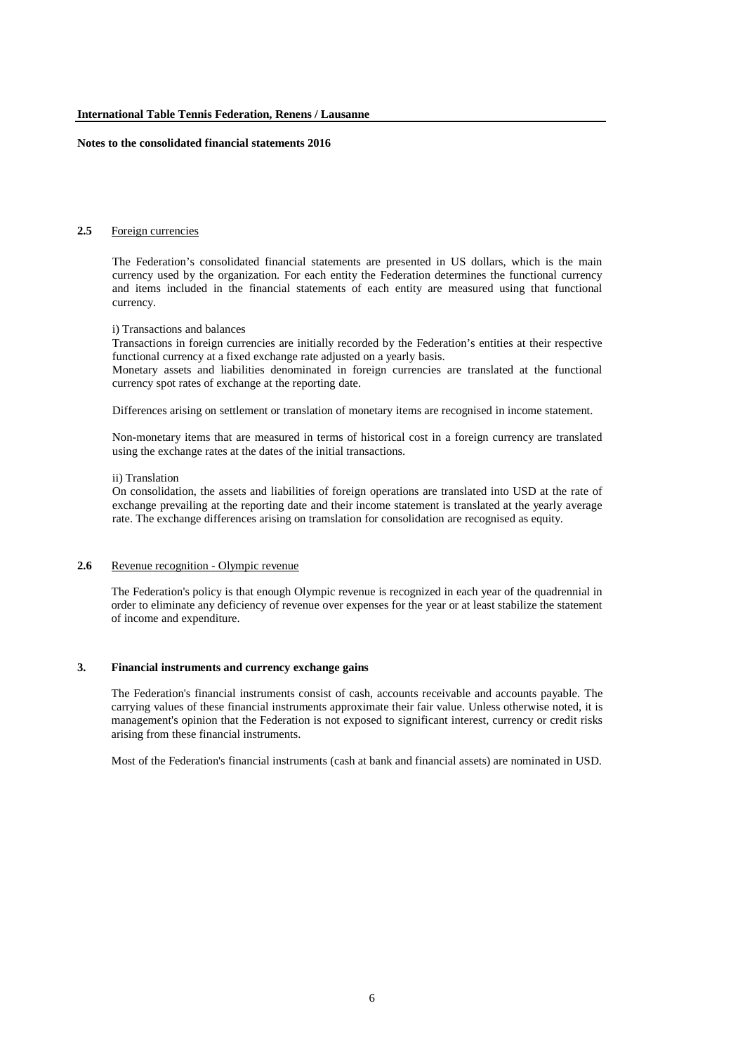### 2.5 Foreign currencies

The Federation’s consolidated financial statements are presented in US dollars, which is the main currency used by the organization. For each entity the Federation determines the functional currency and items included in the financial statements of each entity are measured using that functional currency.

i) Transactions and balances

Transactions in foreign currencies are initially recorded by the Federation’s entities at their respective functional currency at a fixed exchange rate adjusted on a yearly basis.

Monetary assets and liabilities denominated in foreign currencies are translated at the functional currency spot rates of exchange at the reporting date.

Differences arising on settlement or translation of monetary items are recognised in income statement.

Non-monetary items that are measured in terms of historical cost in a foreign currency are translated using the exchange rates at the dates of the initial transactions.

ii) Translation

On consolidation, the assets and liabilities of foreign operations are translated into USD at the rate of exchange prevailing at the reporting date and their income statement is translated at the yearly average rate. The exchange differences arising on tramslation for consolidation are recognised as equity.

### 2.6 Revenue recognition - Olympic revenue

The Federation's policy is that enough Olympic revenue is recognized in each year of the quadrennial in order to eliminate any deficiency of revenue over expenses for the year or at least stabilize the statement of income and expenditure.

## 3. Financial instruments and currency exchange gains

The Federation's financial instruments consist of cash, accounts receivable and accounts payable. The carrying values of these financial instruments approximate their fair value. Unless otherwise noted, it is management's opinion that the Federation is not exposed to significant interest, currency or credit risks arising from these financial instruments.

Most of the Federation's financial instruments (cash at bank and financial assets) are nominated in USD.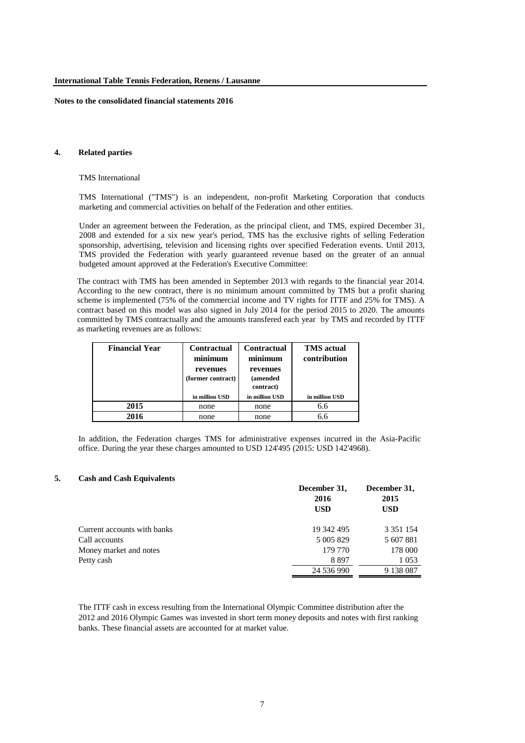**Notes to the consolidated financial statements 2016**

## 4. Related parties

TMS International

TMS International ("TMS") is an independent, non-profit Marketing Corporation that conducts marketing and commercial activities on behalf of the Federation and other entities.

Under an agreement between the Federation, as the principal client, and TMS, expired December 31, 2008 and extended for a six new year's period, TMS has the exclusive rights of selling Federation sponsorship, advertising, television and licensing rights over specified Federation events. Until 2013, TMS provided the Federation with yearly guaranteed revenue based on the greater of an annual budgeted amount approved at the Federation's Executive Committee:

The contract with TMS has been amended in September 2013 with regards to the financial year 2014. According to the new contract, there is no minimum amount committed by TMS but a profit sharing scheme is implemented (75% of the commercial income and TV rights for ITTF and 25% for TMS). A contract based on this model was also signed in July 2014 for the period 2015 to 2020. The amounts committed by TMS contractually and the amounts transfered each year by TMS and recorded by ITTF as marketing revenues are as follows:

| Financial Year | Contractual minimum revenues (former contract) | Contractual minimum revenues (amended contract) | TMS actual contribution |
|---|---|---|---|
| | in million USD | in million USD | in million USD |
| **2015** | none | none | 6.6 |
| **2016** | none | none | 6.6 |

In addition, the Federation charges TMS for administrative expenses incurred in the Asia-Pacific office. During the year these charges amounted to USD 124'495 (2015: USD 142'4968).

## 5. Cash and Cash Equivalents

| | December 31, 2016 USD | December 31, 2015 USD |
|---|---|---|
| Current accounts with banks | 19 342 495 | 3 351 154 |
| Call accounts | 5 005 829 | 5 607 881 |
| Money market and notes | 179 770 | 178 000 |
| Petty cash | 8 897 | 1 053 |
| | 24 536 990 | 9 138 087 |

The ITTF cash in excess resulting from the International Olympic Committee distribution after the 2012 and 2016 Olympic Games was invested in short term money deposits and notes with first ranking banks. These financial assets are accounted for at market value.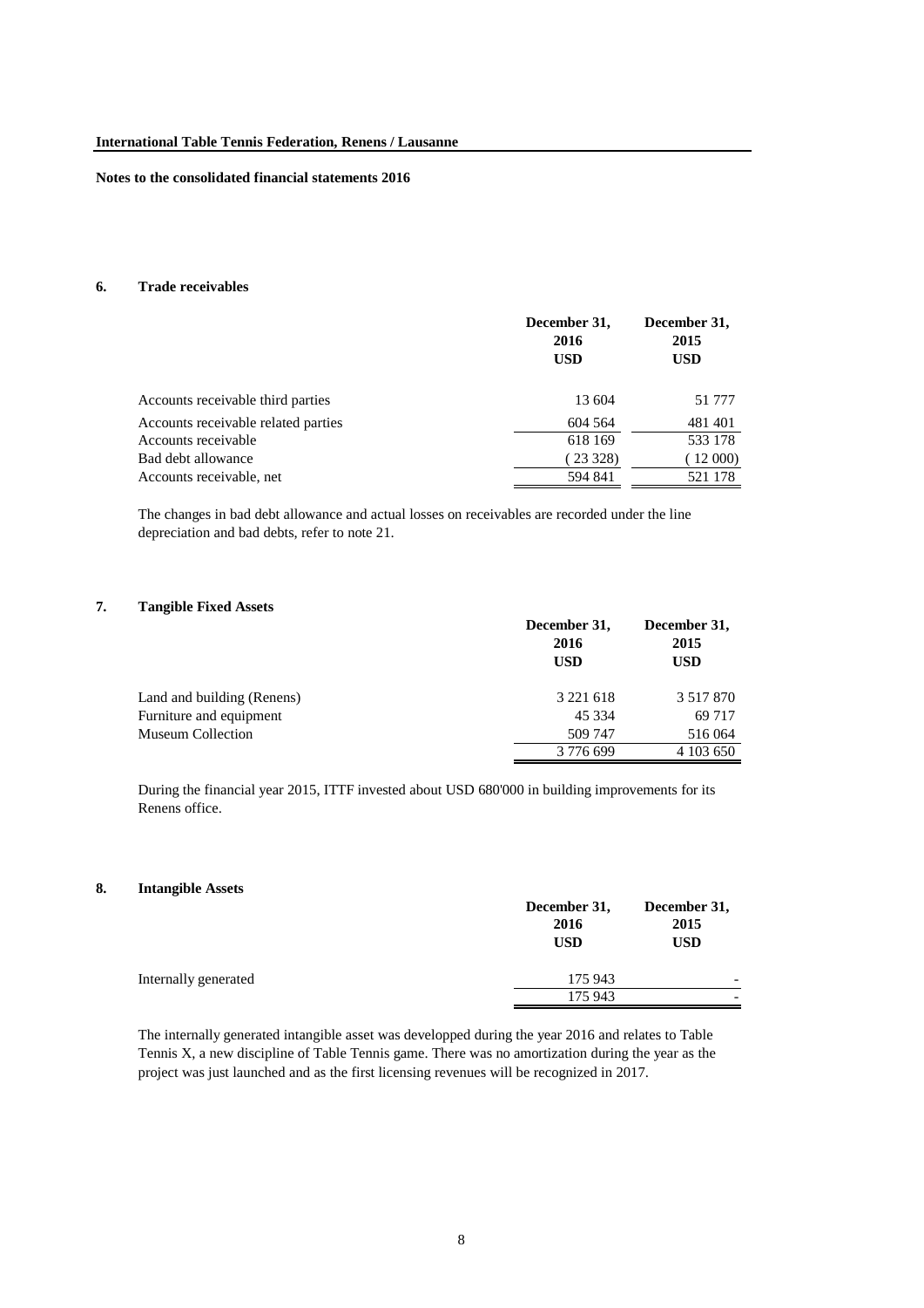**Notes to the consolidated financial statements 2016**

## 6. Trade receivables

| | December 31, 2016 USD | December 31, 2015 USD |
|---|---|---|
| Accounts receivable third parties | 13 604 | 51 777 |
| Accounts receivable related parties | 604 564 | 481 401 |
| Accounts receivable | 618 169 | 533 178 |
| Bad debt allowance | ( 23 328) | ( 12 000) |
| Accounts receivable, net | 594 841 | 521 178 |

The changes in bad debt allowance and actual losses on receivables are recorded under the line depreciation and bad debts, refer to note 21.

## 7. Tangible Fixed Assets

| | December 31, 2016 USD | December 31, 2015 USD |
|---|---|---|
| Land and building (Renens) | 3 221 618 | 3 517 870 |
| Furniture and equipment | 45 334 | 69 717 |
| Museum Collection | 509 747 | 516 064 |
| | 3 776 699 | 4 103 650 |

During the financial year 2015, ITTF invested about USD 680'000 in building improvements for its Renens office.

## 8. Intangible Assets

| | December 31, 2016 USD | December 31, 2015 USD |
|---|---|---|
| Internally generated | 175 943 | - |
| | 175 943 | - |

The internally generated intangible asset was developped during the year 2016 and relates to Table Tennis X, a new discipline of Table Tennis game. There was no amortization during the year as the project was just launched and as the first licensing revenues will be recognized in 2017.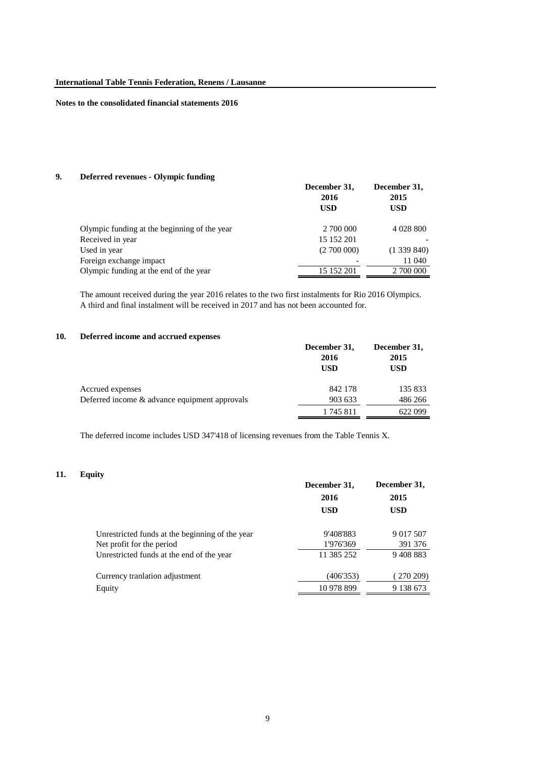**International Table Tennis Federation, Renens / Lausanne**

**Notes to the consolidated financial statements 2016**

## 9. Deferred revenues - Olympic funding

| | December 31, 2016 USD | December 31, 2015 USD |
|---|---|---|
| Olympic funding at the beginning of the year | 2 700 000 | 4 028 800 |
| Received in year | 15 152 201 | - |
| Used in year | (2 700 000) | (1 339 840) |
| Foreign exchange impact | - | 11 040 |
| Olympic funding at the end of the year | 15 152 201 | 2 700 000 |

The amount received during the year 2016 relates to the two first instalments for Rio 2016 Olympics. A third and final instalment will be received in 2017 and has not been accounted for.

## 10. Deferred income and accrued expenses

| | December 31, 2016 USD | December 31, 2015 USD |
|---|---|---|
| Accrued expenses | 842 178 | 135 833 |
| Deferred income & advance equipment approvals | 903 633 | 486 266 |
| | 1 745 811 | 622 099 |

The deferred income includes USD 347'418 of licensing revenues from the Table Tennis X.

## 11. Equity

| | December 31, 2016 USD | December 31, 2015 USD |
|---|---|---|
| Unrestricted funds at the beginning of the year | 9'408'883 | 9 017 507 |
| Net profit for the period | 1'976'369 | 391 376 |
| Unrestricted funds at the end of the year | 11 385 252 | 9 408 883 |
| Currency tranlation adjustment | (406'353) | ( 270 209) |
| Equity | 10 978 899 | 9 138 673 |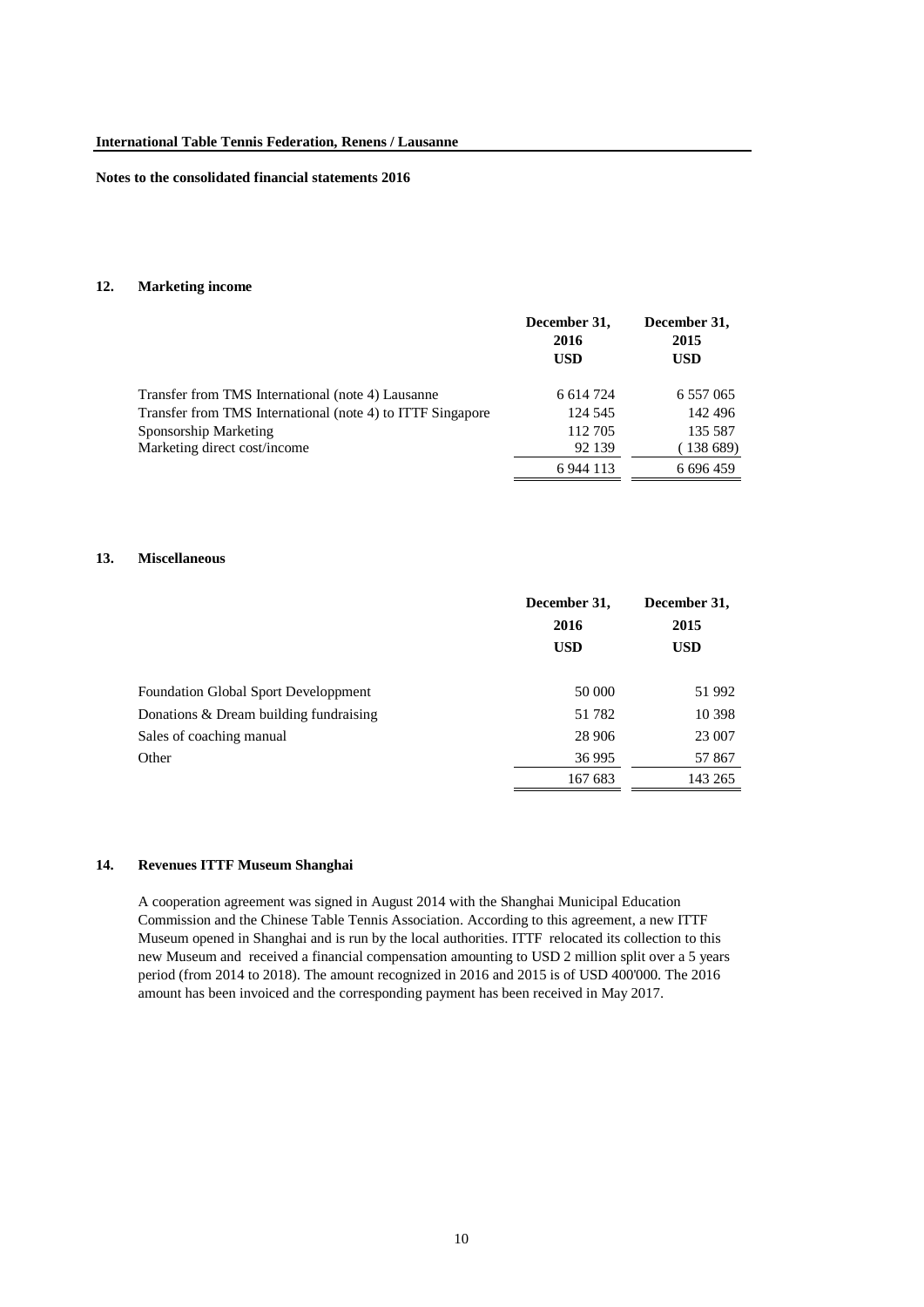**International Table Tennis Federation, Renens / Lausanne**

**Notes to the consolidated financial statements 2016**

## 12. Marketing income

| | December 31, 2016 USD | December 31, 2015 USD |
|---|---|---|
| Transfer from TMS International (note 4) Lausanne | 6 614 724 | 6 557 065 |
| Transfer from TMS International (note 4) to ITTF Singapore | 124 545 | 142 496 |
| Sponsorship Marketing | 112 705 | 135 587 |
| Marketing direct cost/income | 92 139 | ( 138 689) |
| | 6 944 113 | 6 696 459 |

## 13. Miscellaneous

| | December 31, 2016 USD | December 31, 2015 USD |
|---|---|---|
| Foundation Global Sport Developpment | 50 000 | 51 992 |
| Donations & Dream building fundraising | 51 782 | 10 398 |
| Sales of coaching manual | 28 906 | 23 007 |
| Other | 36 995 | 57 867 |
| | 167 683 | 143 265 |

## 14. Revenues ITTF Museum Shanghai

A cooperation agreement was signed in August 2014 with the Shanghai Municipal Education Commission and the Chinese Table Tennis Association. According to this agreement, a new ITTF Museum opened in Shanghai and is run by the local authorities. ITTF relocated its collection to this new Museum and received a financial compensation amounting to USD 2 million split over a 5 years period (from 2014 to 2018). The amount recognized in 2016 and 2015 is of USD 400'000. The 2016 amount has been invoiced and the corresponding payment has been received in May 2017.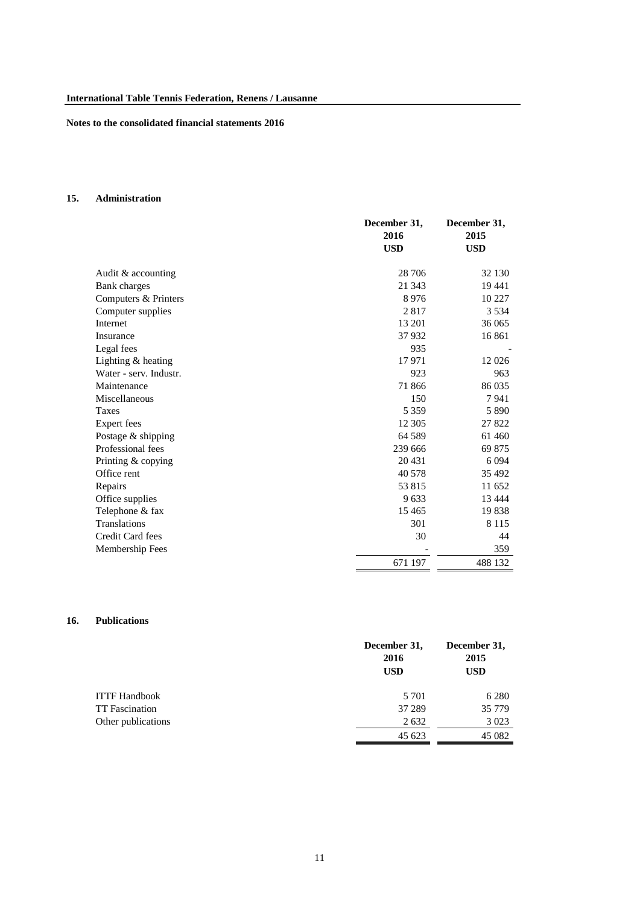**International Table Tennis Federation, Renens / Lausanne**

**Notes to the consolidated financial statements 2016**

## 15. Administration

| | December 31, 2016 USD | December 31, 2015 USD |
|---|---|---|
| Audit & accounting | 28 706 | 32 130 |
| Bank charges | 21 343 | 19 441 |
| Computers & Printers | 8 976 | 10 227 |
| Computer supplies | 2 817 | 3 534 |
| Internet | 13 201 | 36 065 |
| Insurance | 37 932 | 16 861 |
| Legal fees | 935 | - |
| Lighting & heating | 17 971 | 12 026 |
| Water - serv. Industr. | 923 | 963 |
| Maintenance | 71 866 | 86 035 |
| Miscellaneous | 150 | 7 941 |
| Taxes | 5 359 | 5 890 |
| Expert fees | 12 305 | 27 822 |
| Postage & shipping | 64 589 | 61 460 |
| Professional fees | 239 666 | 69 875 |
| Printing & copying | 20 431 | 6 094 |
| Office rent | 40 578 | 35 492 |
| Repairs | 53 815 | 11 652 |
| Office supplies | 9 633 | 13 444 |
| Telephone & fax | 15 465 | 19 838 |
| Translations | 301 | 8 115 |
| Credit Card fees | 30 | 44 |
| Membership Fees | - | 359 |
| | 671 197 | 488 132 |

## 16. Publications

| | December 31, 2016 USD | December 31, 2015 USD |
|---|---|---|
| ITTF Handbook | 5 701 | 6 280 |
| TT Fascination | 37 289 | 35 779 |
| Other publications | 2 632 | 3 023 |
| | 45 623 | 45 082 |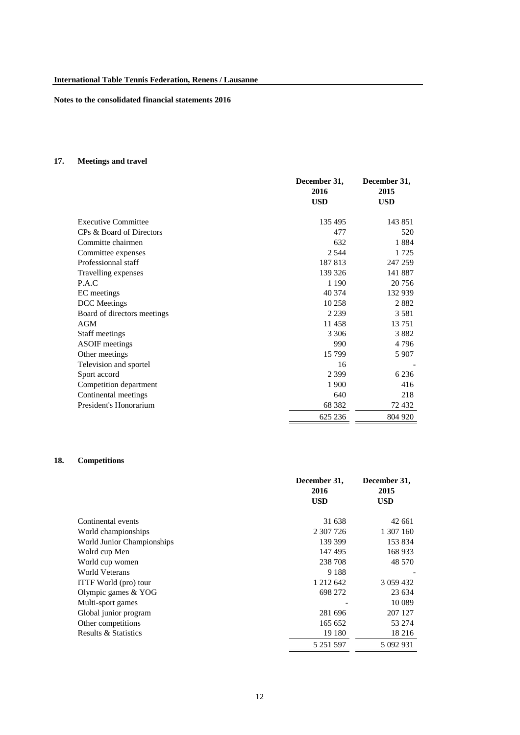**International Table Tennis Federation, Renens / Lausanne**

**Notes to the consolidated financial statements 2016**

## 17. Meetings and travel

| | December 31, 2016 USD | December 31, 2015 USD |
|---|---:|---:|
| Executive Committee | 135 495 | 143 851 |
| CPs & Board of Directors | 477 | 520 |
| Committe chairmen | 632 | 1 884 |
| Committee expenses | 2 544 | 1 725 |
| Professionnal staff | 187 813 | 247 259 |
| Travelling expenses | 139 326 | 141 887 |
| P.A.C | 1 190 | 20 756 |
| EC meetings | 40 374 | 132 939 |
| DCC Meetings | 10 258 | 2 882 |
| Board of directors meetings | 2 239 | 3 581 |
| AGM | 11 458 | 13 751 |
| Staff meetings | 3 306 | 3 882 |
| ASOIF meetings | 990 | 4 796 |
| Other meetings | 15 799 | 5 907 |
| Television and sportel | 16 | - |
| Sport accord | 2 399 | 6 236 |
| Competition department | 1 900 | 416 |
| Continental meetings | 640 | 218 |
| President's Honorarium | 68 382 | 72 432 |
| | 625 236 | 804 920 |

## 18. Competitions

| | December 31, 2016 USD | December 31, 2015 USD |
|---|---:|---:|
| Continental events | 31 638 | 42 661 |
| World championships | 2 307 726 | 1 307 160 |
| World Junior Championships | 139 399 | 153 834 |
| Wolrd cup Men | 147 495 | 168 933 |
| World cup women | 238 708 | 48 570 |
| World Veterans | 9 188 | - |
| ITTF World (pro) tour | 1 212 642 | 3 059 432 |
| Olympic games & YOG | 698 272 | 23 634 |
| Multi-sport games | - | 10 089 |
| Global junior program | 281 696 | 207 127 |
| Other competitions | 165 652 | 53 274 |
| Results & Statistics | 19 180 | 18 216 |
| | 5 251 597 | 5 092 931 |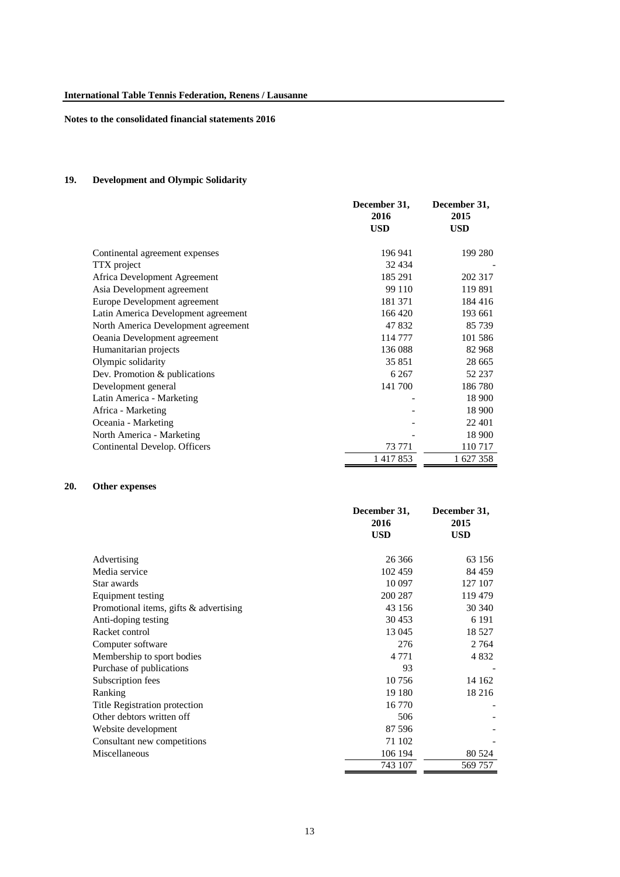**Notes to the consolidated financial statements 2016**

## 19. Development and Olympic Solidarity

| | December 31, 2016 USD | December 31, 2015 USD |
|---|---|---|
| Continental agreement expenses | 196 941 | 199 280 |
| TTX project | 32 434 | - |
| Africa Development Agreement | 185 291 | 202 317 |
| Asia Development agreement | 99 110 | 119 891 |
| Europe Development agreement | 181 371 | 184 416 |
| Latin America Development agreement | 166 420 | 193 661 |
| North America Development agreement | 47 832 | 85 739 |
| Oeania Development agreement | 114 777 | 101 586 |
| Humanitarian projects | 136 088 | 82 968 |
| Olympic solidarity | 35 851 | 28 665 |
| Dev. Promotion & publications | 6 267 | 52 237 |
| Development general | 141 700 | 186 780 |
| Latin America - Marketing | - | 18 900 |
| Africa - Marketing | - | 18 900 |
| Oceania - Marketing | - | 22 401 |
| North America - Marketing | - | 18 900 |
| Continental Develop. Officers | 73 771 | 110 717 |
| | 1 417 853 | 1 627 358 |

## 20. Other expenses

| | December 31, 2016 USD | December 31, 2015 USD |
|---|---|---|
| Advertising | 26 366 | 63 156 |
| Media service | 102 459 | 84 459 |
| Star awards | 10 097 | 127 107 |
| Equipment testing | 200 287 | 119 479 |
| Promotional items, gifts & advertising | 43 156 | 30 340 |
| Anti-doping testing | 30 453 | 6 191 |
| Racket control | 13 045 | 18 527 |
| Computer software | 276 | 2 764 |
| Membership to sport bodies | 4 771 | 4 832 |
| Purchase of publications | 93 | - |
| Subscription fees | 10 756 | 14 162 |
| Ranking | 19 180 | 18 216 |
| Title Registration protection | 16 770 | - |
| Other debtors written off | 506 | - |
| Website development | 87 596 | - |
| Consultant new competitions | 71 102 | - |
| Miscellaneous | 106 194 | 80 524 |
| | 743 107 | 569 757 |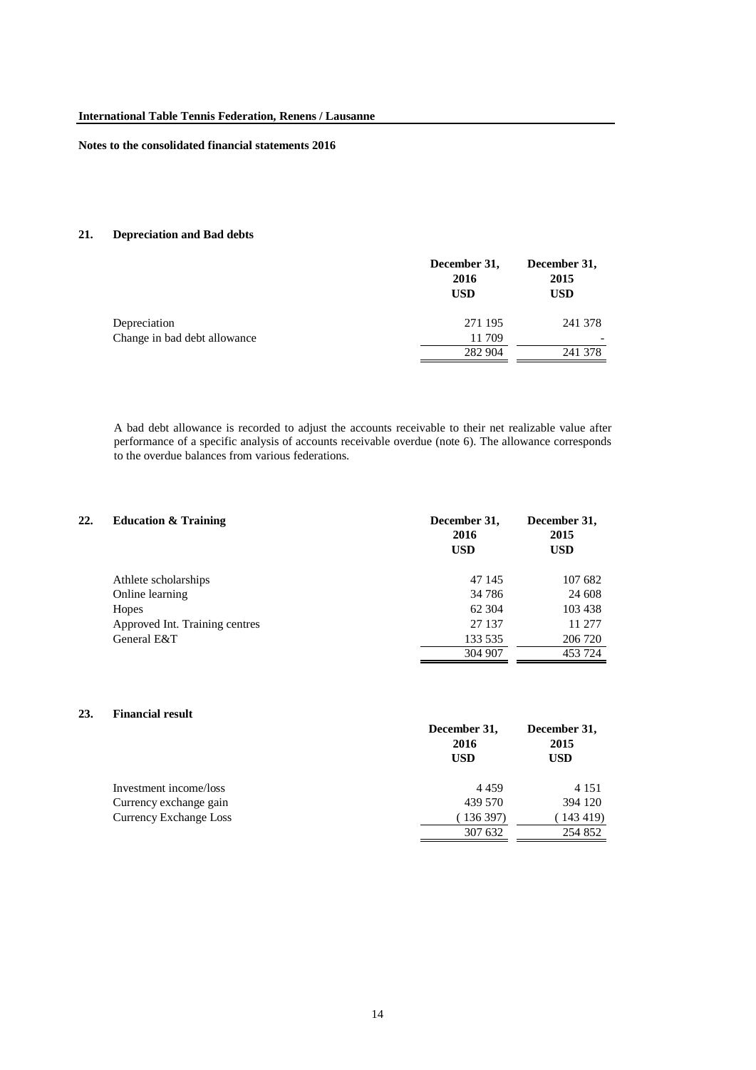**International Table Tennis Federation, Renens / Lausanne**

**Notes to the consolidated financial statements 2016**

## 21. Depreciation and Bad debts

| | December 31, 2016 USD | December 31, 2015 USD |
|---|---|---|
| Depreciation | 271 195 | 241 378 |
| Change in bad debt allowance | 11 709 | - |
| | 282 904 | 241 378 |

A bad debt allowance is recorded to adjust the accounts receivable to their net realizable value after performance of a specific analysis of accounts receivable overdue (note 6). The allowance corresponds to the overdue balances from various federations.

## 22. Education & Training

| | December 31, 2016 USD | December 31, 2015 USD |
|---|---|---|
| Athlete scholarships | 47 145 | 107 682 |
| Online learning | 34 786 | 24 608 |
| Hopes | 62 304 | 103 438 |
| Approved Int. Training centres | 27 137 | 11 277 |
| General E&T | 133 535 | 206 720 |
| | 304 907 | 453 724 |

## 23. Financial result

| | December 31, 2016 USD | December 31, 2015 USD |
|---|---|---|
| Investment income/loss | 4 459 | 4 151 |
| Currency exchange gain | 439 570 | 394 120 |
| Currency Exchange Loss | ( 136 397) | ( 143 419) |
| | 307 632 | 254 852 |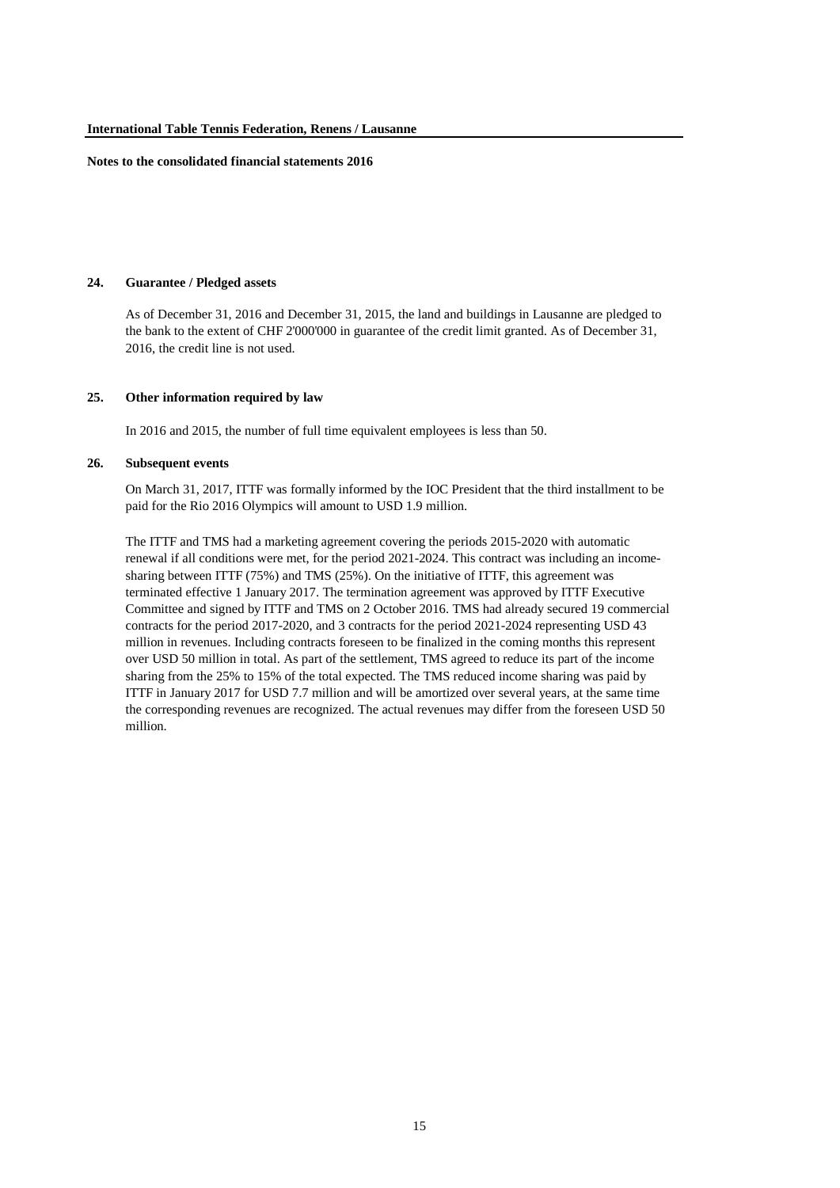## 24. Guarantee / Pledged assets

As of December 31, 2016 and December 31, 2015, the land and buildings in Lausanne are pledged to the bank to the extent of CHF 2'000'000 in guarantee of the credit limit granted. As of December 31, 2016, the credit line is not used.

## 25. Other information required by law

In 2016 and 2015, the number of full time equivalent employees is less than 50.

## 26. Subsequent events

On March 31, 2017, ITTF was formally informed by the IOC President that the third installment to be paid for the Rio 2016 Olympics will amount to USD 1.9 million.

The ITTF and TMS had a marketing agreement covering the periods 2015-2020 with automatic renewal if all conditions were met, for the period 2021-2024. This contract was including an income-sharing between ITTF (75%) and TMS (25%). On the initiative of ITTF, this agreement was terminated effective 1 January 2017. The termination agreement was approved by ITTF Executive Committee and signed by ITTF and TMS on 2 October 2016. TMS had already secured 19 commercial contracts for the period 2017-2020, and 3 contracts for the period 2021-2024 representing USD 43 million in revenues. Including contracts foreseen to be finalized in the coming months this represent over USD 50 million in total. As part of the settlement, TMS agreed to reduce its part of the income sharing from the 25% to 15% of the total expected. The TMS reduced income sharing was paid by ITTF in January 2017 for USD 7.7 million and will be amortized over several years, at the same time the corresponding revenues are recognized. The actual revenues may differ from the foreseen USD 50 million.